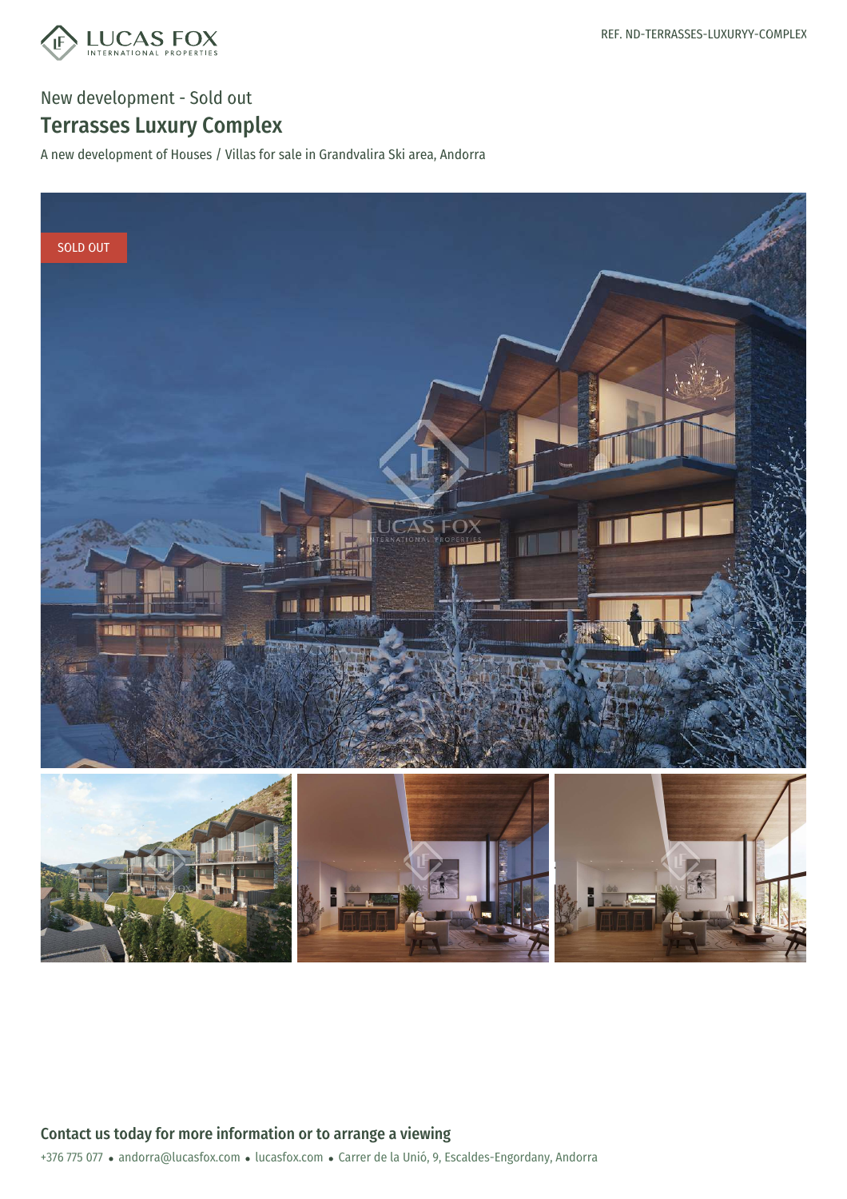REF. ND-TERRASSES-LUXURYY-COMPLEX

New development - Sold out

# Terrasses Luxury Complex

A new development of Houses / Villas for sale in Grandvalira Ski area, Andorra

SOLD OUT

## Contact us today for more information or to arrange a viewing

+376 775 077 • andorra@lucasfox.com • lucasfox.com • Carrer de la Unió, 9, Escaldes-Engordany, Andorra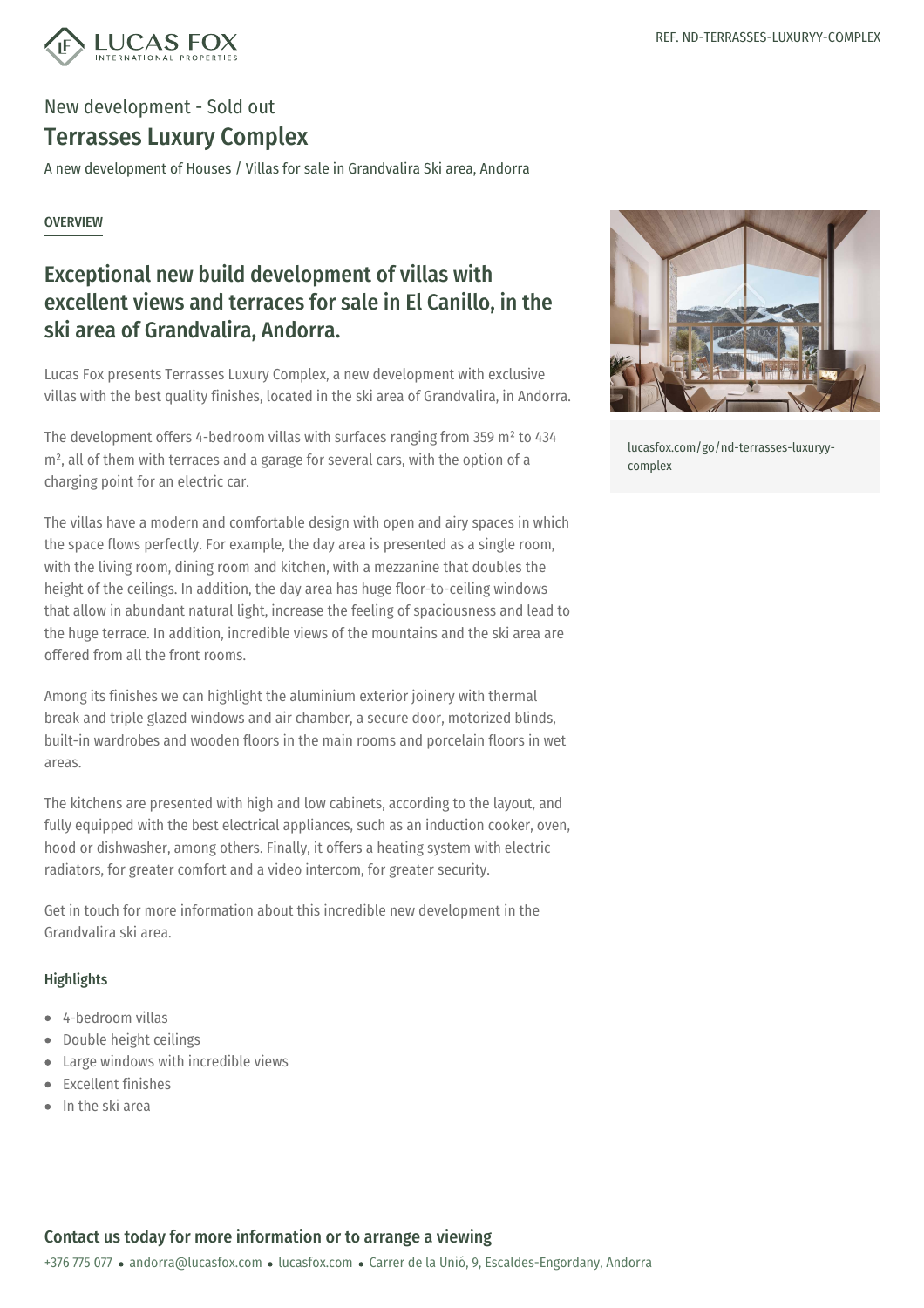REF. ND-TERRASSES-LUXURYY-COMPLEX

New development - Sold out

# Terrasses Luxury Complex

A new development of Houses / Villas for sale in Grandvalira Ski area, Andorra

OVERVIEW

## Exceptional new build development of villas with excellent views and terraces for sale in El Canillo, in the ski area of Grandvalira, Andorra.

Lucas Fox presents Terrasses Luxury Complex, a new development with exclusive villas with the best quality finishes, located in the ski area of Grandvalira, in Andorra.

The development offers 4-bedroom villas with surfaces ranging from 359 m² to 434 m², all of them with terraces and a garage for several cars, with the option of a charging point for an electric car.

The villas have a modern and comfortable design with open and airy spaces in which the space flows perfectly. For example, the day area is presented as a single room, with the living room, dining room and kitchen, with a mezzanine that doubles the height of the ceilings. In addition, the day area has huge floor-to-ceiling windows that allow in abundant natural light, increase the feeling of spaciousness and lead to the huge terrace. In addition, incredible views of the mountains and the ski area are offered from all the front rooms.

Among its finishes we can highlight the aluminium exterior joinery with thermal break and triple glazed windows and air chamber, a secure door, motorized blinds, built-in wardrobes and wooden floors in the main rooms and porcelain floors in wet areas.

The kitchens are presented with high and low cabinets, according to the layout, and fully equipped with the best electrical appliances, such as an induction cooker, oven, hood or dishwasher, among others. Finally, it offers a heating system with electric radiators, for greater comfort and a video intercom, for greater security.

Get in touch for more information about this incredible new development in the Grandvalira ski area.

lucasfox.com/go/nd-terrasses-luxuryy-complex

### Highlights

- 4-bedroom villas
- Double height ceilings
- Large windows with incredible views
- Excellent finishes
- In the ski area

### Contact us today for more information or to arrange a viewing

+376 775 077 • andorra@lucasfox.com • lucasfox.com • Carrer de la Unió, 9, Escaldes-Engordany, Andorra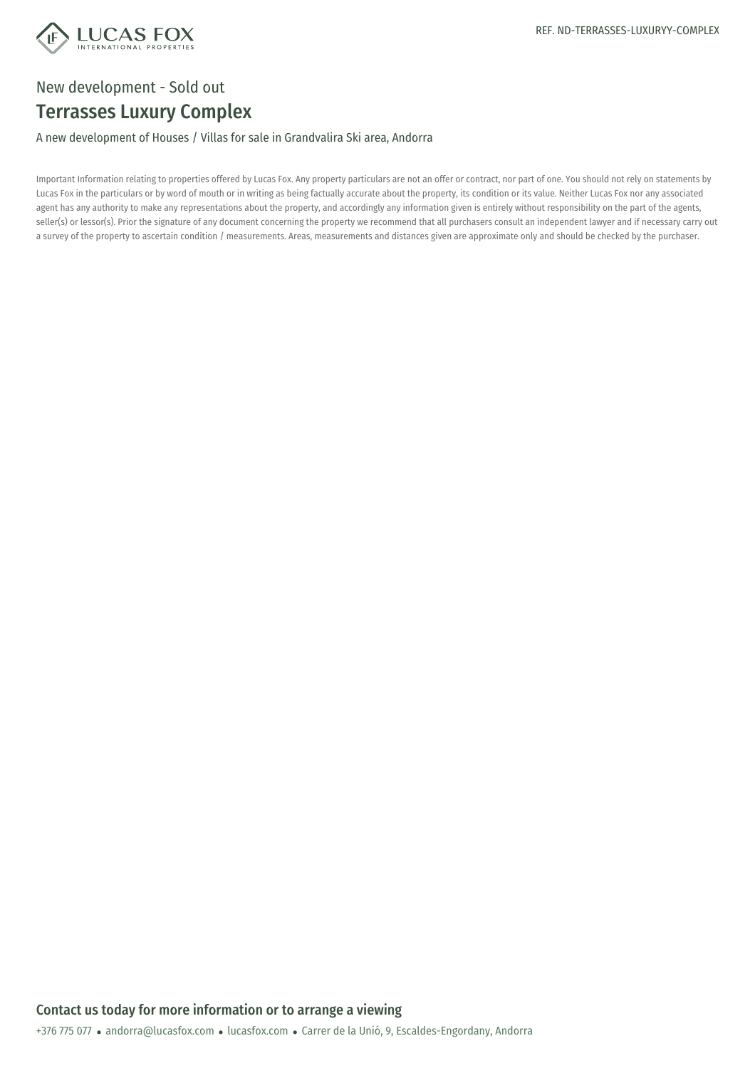New development - Sold out

# Terrasses Luxury Complex

A new development of Houses / Villas for sale in Grandvalira Ski area, Andorra

Important Information relating to properties offered by Lucas Fox. Any property particulars are not an offer or contract, nor part of one. You should not rely on statements by Lucas Fox in the particulars or by word of mouth or in writing as being factually accurate about the property, its condition or its value. Neither Lucas Fox nor any associated agent has any authority to make any representations about the property, and accordingly any information given is entirely without responsibility on the part of the agents, seller(s) or lessor(s). Prior the signature of any document concerning the property we recommend that all purchasers consult an independent lawyer and if necessary carry out a survey of the property to ascertain condition / measurements. Areas, measurements and distances given are approximate only and should be checked by the purchaser.

## Contact us today for more information or to arrange a viewing

+376 775 077 • andorra@lucasfox.com • lucasfox.com • Carrer de la Unió, 9, Escaldes-Engordany, Andorra